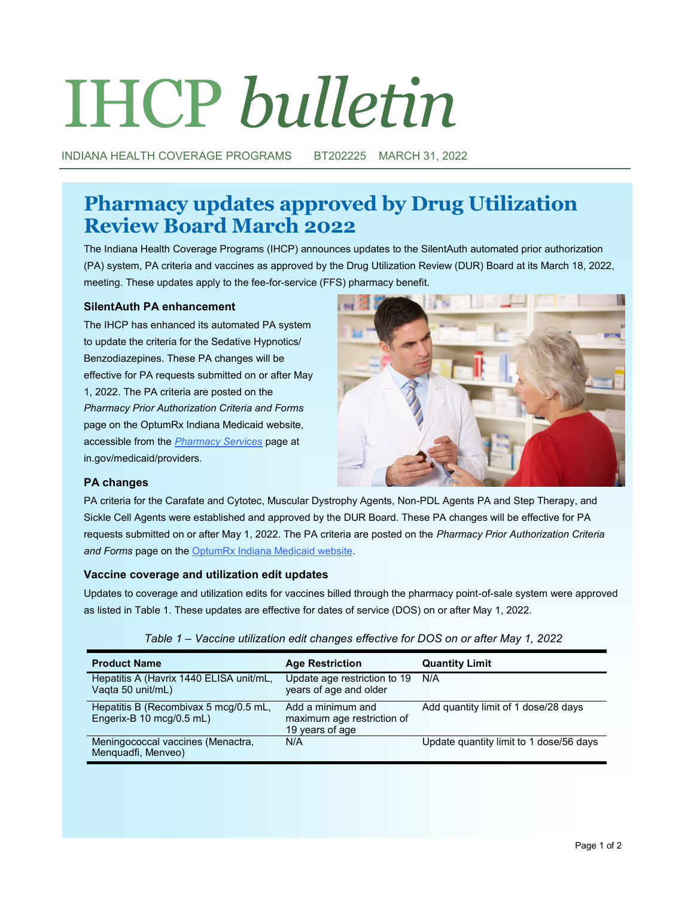# IHCP *bulletin*

INDIANA HEALTH COVERAGE PROGRAMS BT202225 MARCH 31, 2022

## Pharmacy updates approved by Drug Utilization Review Board March 2022

The Indiana Health Coverage Programs (IHCP) announces updates to the SilentAuth automated prior authorization (PA) system, PA criteria and vaccines as approved by the Drug Utilization Review (DUR) Board at its March 18, 2022, meeting. These updates apply to the fee-for-service (FFS) pharmacy benefit.

### SilentAuth PA enhancement

The IHCP has enhanced its automated PA system to update the criteria for the Sedative Hypnotics/ Benzodiazepines. These PA changes will be effective for PA requests submitted on or after May 1, 2022. The PA criteria are posted on the *Pharmacy Prior Authorization Criteria and Forms* page on the OptumRx Indiana Medicaid website, accessible from the *Pharmacy Services* page at in.gov/medicaid/providers.

### PA changes

PA criteria for the Carafate and Cytotec, Muscular Dystrophy Agents, Non-PDL Agents PA and Step Therapy, and Sickle Cell Agents were established and approved by the DUR Board. These PA changes will be effective for PA requests submitted on or after May 1, 2022. The PA criteria are posted on the *Pharmacy Prior Authorization Criteria and Forms* page on the OptumRx Indiana Medicaid website.

### Vaccine coverage and utilization edit updates

Updates to coverage and utilization edits for vaccines billed through the pharmacy point-of-sale system were approved as listed in Table 1. These updates are effective for dates of service (DOS) on or after May 1, 2022.

*Table 1 – Vaccine utilization edit changes effective for DOS on or after May 1, 2022*

| Product Name | Age Restriction | Quantity Limit |
|---|---|---|
| Hepatitis A (Havrix 1440 ELISA unit/mL, Vaqta 50 unit/mL) | Update age restriction to 19 years of age and older | N/A |
| Hepatitis B (Recombivax 5 mcg/0.5 mL, Engerix-B 10 mcg/0.5 mL) | Add a minimum and maximum age restriction of 19 years of age | Add quantity limit of 1 dose/28 days |
| Meningococcal vaccines (Menactra, Menquadfi, Menveo) | N/A | Update quantity limit to 1 dose/56 days |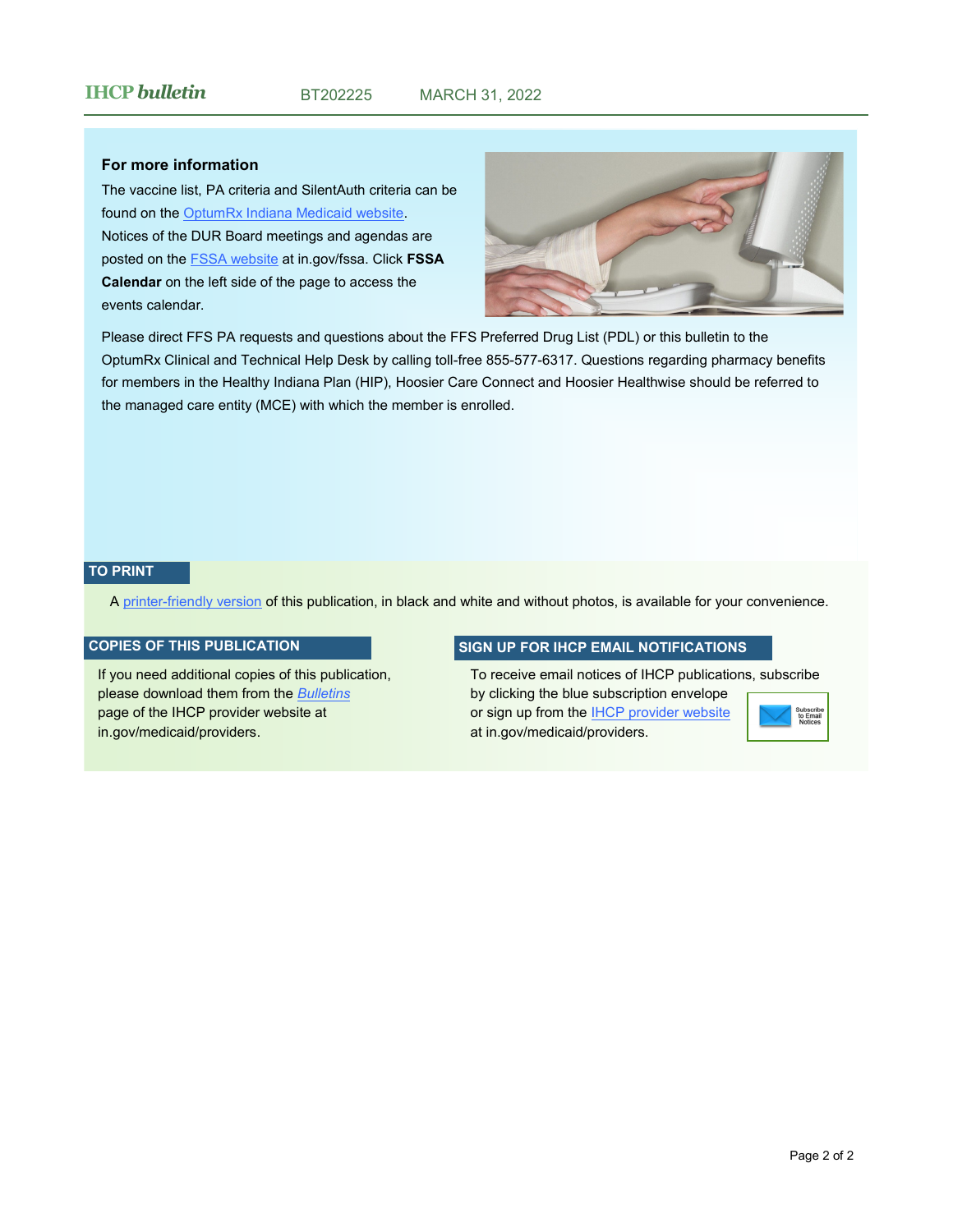## For more information

The vaccine list, PA criteria and SilentAuth criteria can be found on the OptumRx Indiana Medicaid website. Notices of the DUR Board meetings and agendas are posted on the FSSA website at in.gov/fssa. Click **FSSA Calendar** on the left side of the page to access the events calendar.

Please direct FFS PA requests and questions about the FFS Preferred Drug List (PDL) or this bulletin to the OptumRx Clinical and Technical Help Desk by calling toll-free 855-577-6317. Questions regarding pharmacy benefits for members in the Healthy Indiana Plan (HIP), Hoosier Care Connect and Hoosier Healthwise should be referred to the managed care entity (MCE) with which the member is enrolled.

## TO PRINT

A printer-friendly version of this publication, in black and white and without photos, is available for your convenience.

## COPIES OF THIS PUBLICATION

If you need additional copies of this publication, please download them from the *Bulletins* page of the IHCP provider website at in.gov/medicaid/providers.

## SIGN UP FOR IHCP EMAIL NOTIFICATIONS

To receive email notices of IHCP publications, subscribe by clicking the blue subscription envelope or sign up from the IHCP provider website at in.gov/medicaid/providers.